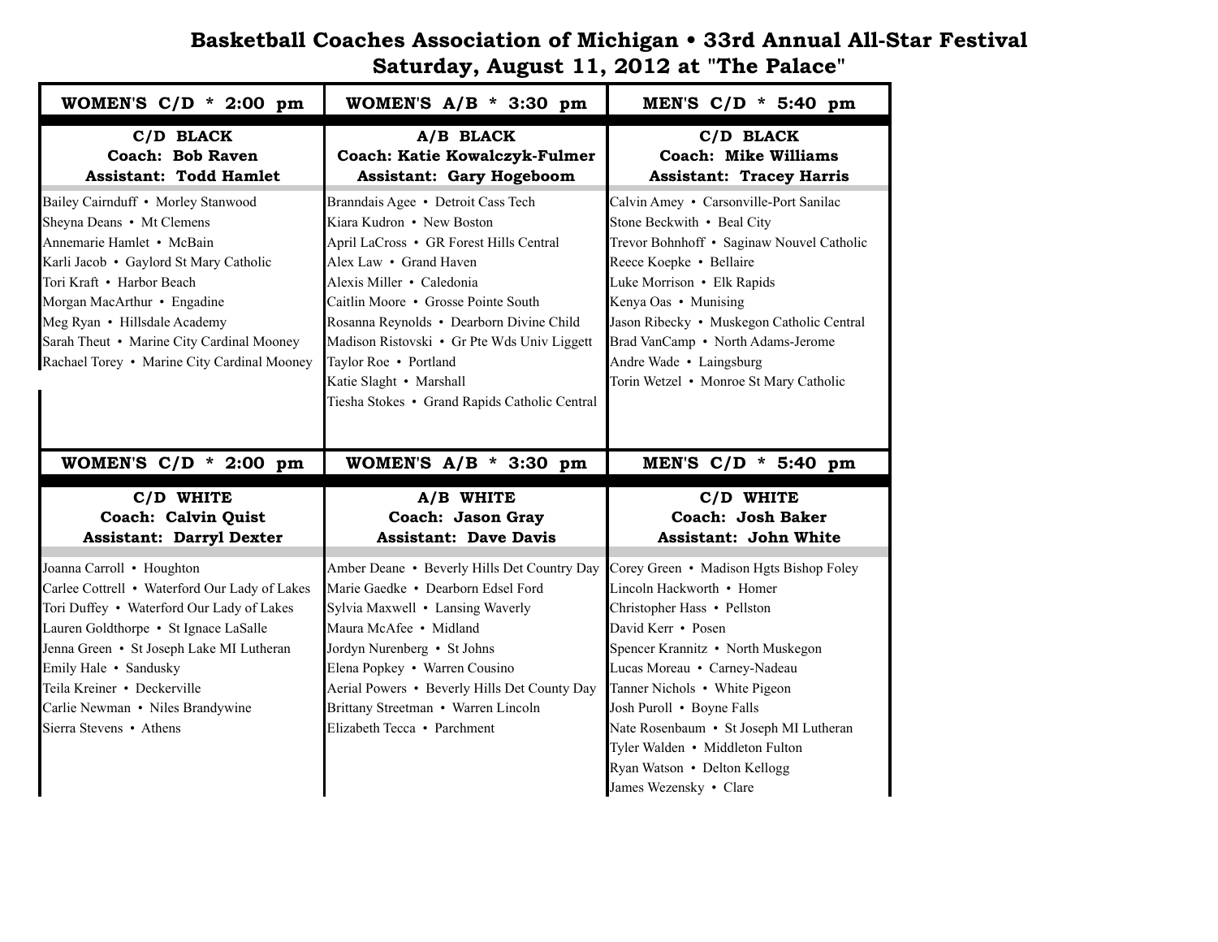# Basketball Coaches Association of Michigan • 33rd Annual All-Star Festival

## Saturday, August 11, 2012 at "The Palace"

| WOMEN'S C/D * 2:00 pm | WOMEN'S A/B * 3:30 pm | MEN'S C/D * 5:40 pm |
|---|---|---|
| **C/D BLACK**<br>**Coach: Bob Raven**<br>**Assistant: Todd Hamlet** | **A/B BLACK**<br>**Coach: Katie Kowalczyk-Fulmer**<br>**Assistant: Gary Hogeboom** | **C/D BLACK**<br>**Coach: Mike Williams**<br>**Assistant: Tracey Harris** |
| Bailey Cairnduff • Morley Stanwood | Branndais Agee • Detroit Cass Tech | Calvin Amey • Carsonville-Port Sanilac |
| Sheyna Deans • Mt Clemens | Kiara Kudron • New Boston | Stone Beckwith • Beal City |
| Annemarie Hamlet • McBain | April LaCross • GR Forest Hills Central | Trevor Bohnhoff • Saginaw Nouvel Catholic |
| Karli Jacob • Gaylord St Mary Catholic | Alex Law • Grand Haven | Reece Koepke • Bellaire |
| Tori Kraft • Harbor Beach | Alexis Miller • Caledonia | Luke Morrison • Elk Rapids |
| Morgan MacArthur • Engadine | Caitlin Moore • Grosse Pointe South | Kenya Oas • Munising |
| Meg Ryan • Hillsdale Academy | Rosanna Reynolds • Dearborn Divine Child | Jason Ribecky • Muskegon Catholic Central |
| Sarah Theut • Marine City Cardinal Mooney | Madison Ristovski • Gr Pte Wds Univ Liggett | Brad VanCamp • North Adams-Jerome |
| Rachael Torey • Marine City Cardinal Mooney | Taylor Roe • Portland | Andre Wade • Laingsburg |
| | Katie Slaght • Marshall | Torin Wetzel • Monroe St Mary Catholic |
| | Tiesha Stokes • Grand Rapids Catholic Central | |

| WOMEN'S C/D * 2:00 pm | WOMEN'S A/B * 3:30 pm | MEN'S C/D * 5:40 pm |
|---|---|---|
| **C/D WHITE**<br>**Coach: Calvin Quist**<br>**Assistant: Darryl Dexter** | **A/B WHITE**<br>**Coach: Jason Gray**<br>**Assistant: Dave Davis** | **C/D WHITE**<br>**Coach: Josh Baker**<br>**Assistant: John White** |
| Joanna Carroll • Houghton | Amber Deane • Beverly Hills Det Country Day | Corey Green • Madison Hgts Bishop Foley |
| Carlee Cottrell • Waterford Our Lady of Lakes | Marie Gaedke • Dearborn Edsel Ford | Lincoln Hackworth • Homer |
| Tori Duffey • Waterford Our Lady of Lakes | Sylvia Maxwell • Lansing Waverly | Christopher Hass • Pellston |
| Lauren Goldthorpe • St Ignace LaSalle | Maura McAfee • Midland | David Kerr • Posen |
| Jenna Green • St Joseph Lake MI Lutheran | Jordyn Nurenberg • St Johns | Spencer Krannitz • North Muskegon |
| Emily Hale • Sandusky | Elena Popkey • Warren Cousino | Lucas Moreau • Carney-Nadeau |
| Teila Kreiner • Deckerville | Aerial Powers • Beverly Hills Det County Day | Tanner Nichols • White Pigeon |
| Carlie Newman • Niles Brandywine | Brittany Streetman • Warren Lincoln | Josh Puroll • Boyne Falls |
| Sierra Stevens • Athens | Elizabeth Tecca • Parchment | Nate Rosenbaum • St Joseph MI Lutheran |
| | | Tyler Walden • Middleton Fulton |
| | | Ryan Watson • Delton Kellogg |
| | | James Wezensky • Clare |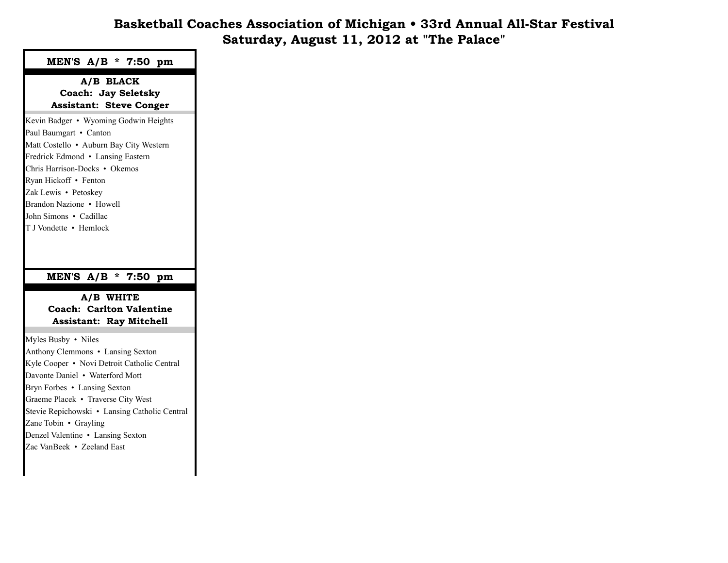# Basketball Coaches Association of Michigan • 33rd Annual All-Star Festival
## Saturday, August 11, 2012 at "The Palace"

### MEN'S A/B * 7:50 pm

**A/B BLACK**
**Coach: Jay Seletsky**
**Assistant: Steve Conger**

Kevin Badger • Wyoming Godwin Heights
Paul Baumgart • Canton
Matt Costello • Auburn Bay City Western
Fredrick Edmond • Lansing Eastern
Chris Harrison-Docks • Okemos
Ryan Hickoff • Fenton
Zak Lewis • Petoskey
Brandon Nazione • Howell
John Simons • Cadillac
T J Vondette • Hemlock

### MEN'S A/B * 7:50 pm

**A/B WHITE**
**Coach: Carlton Valentine**
**Assistant: Ray Mitchell**

Myles Busby • Niles
Anthony Clemmons • Lansing Sexton
Kyle Cooper • Novi Detroit Catholic Central
Davonte Daniel • Waterford Mott
Bryn Forbes • Lansing Sexton
Graeme Placek • Traverse City West
Stevie Repichowski • Lansing Catholic Central
Zane Tobin • Grayling
Denzel Valentine • Lansing Sexton
Zac VanBeek • Zeeland East